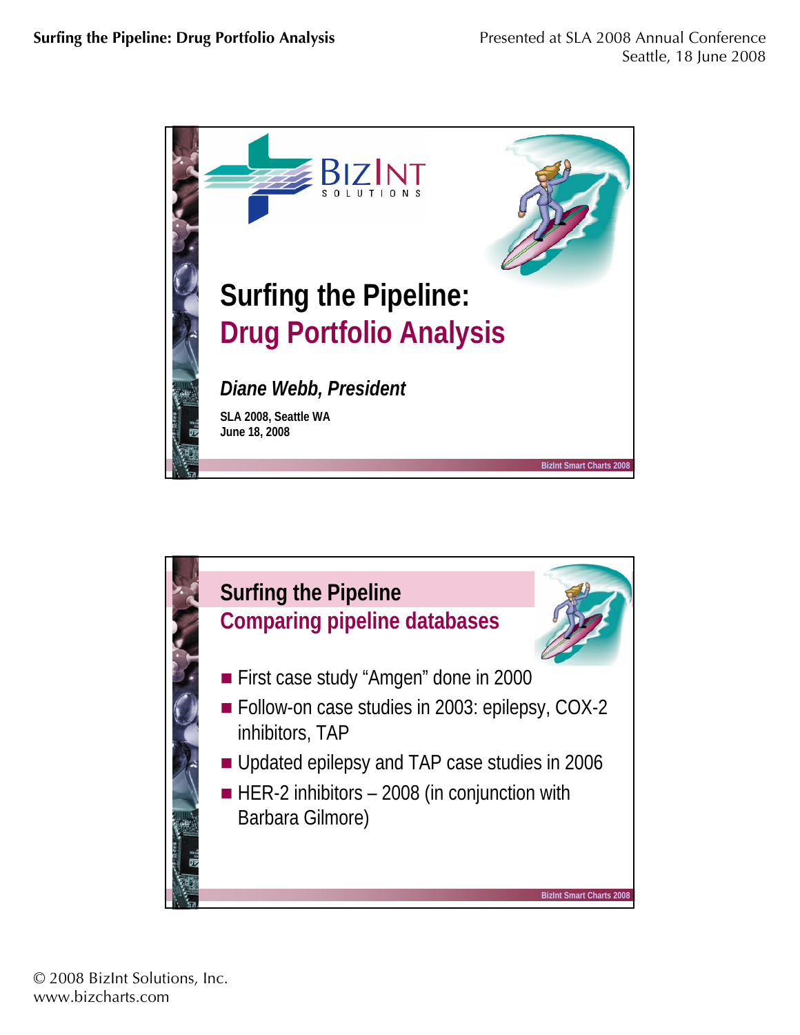# Surfing the Pipeline: Drug Portfolio Analysis

***Diane Webb, President***

**SLA 2008, Seattle WA**
**June 18, 2008**

BizInt Smart Charts 2008

## Surfing the Pipeline
## Comparing pipeline databases

- First case study "Amgen" done in 2000
- Follow-on case studies in 2003: epilepsy, COX-2 inhibitors, TAP
- Updated epilepsy and TAP case studies in 2006
- HER-2 inhibitors – 2008 (in conjunction with Barbara Gilmore)

BizInt Smart Charts 2008

© 2008 BizInt Solutions, Inc.
www.bizcharts.com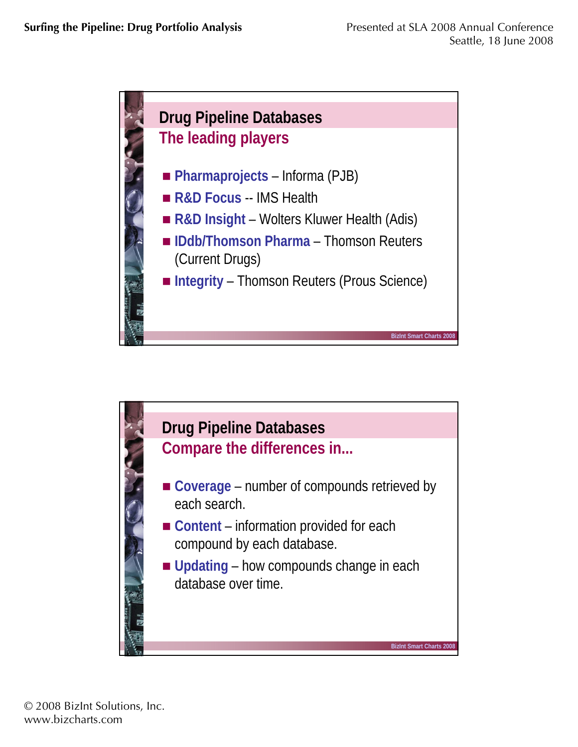## Drug Pipeline Databases

### The leading players

- **Pharmaprojects** – Informa (PJB)
- **R&D Focus** -- IMS Health
- **R&D Insight** – Wolters Kluwer Health (Adis)
- **IDdb/Thomson Pharma** – Thomson Reuters (Current Drugs)
- **Integrity** – Thomson Reuters (Prous Science)

BizInt Smart Charts 2008

## Drug Pipeline Databases

### Compare the differences in...

- **Coverage** – number of compounds retrieved by each search.
- **Content** – information provided for each compound by each database.
- **Updating** – how compounds change in each database over time.

BizInt Smart Charts 2008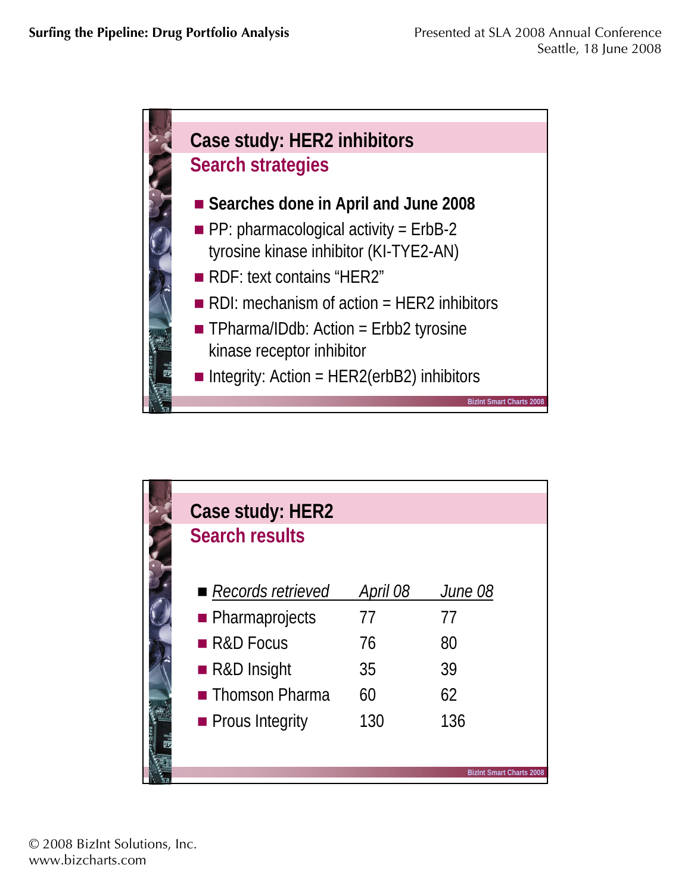## Case study: HER2 inhibitors

### Search strategies

- **Searches done in April and June 2008**
- PP: pharmacological activity = ErbB-2 tyrosine kinase inhibitor (KI-TYE2-AN)
- RDF: text contains “HER2”
- RDI: mechanism of action = HER2 inhibitors
- TPharma/IDdb: Action = Erbb2 tyrosine kinase receptor inhibitor
- Integrity: Action = HER2(erbB2) inhibitors

BizInt Smart Charts 2008

## Case study: HER2

### Search results

| *Records retrieved* | *April 08* | *June 08* |
|---|---|---|
| Pharmaprojects | 77 | 77 |
| R&D Focus | 76 | 80 |
| R&D Insight | 35 | 39 |
| Thomson Pharma | 60 | 62 |
| Prous Integrity | 130 | 136 |

BizInt Smart Charts 2008

© 2008 BizInt Solutions, Inc.
www.bizcharts.com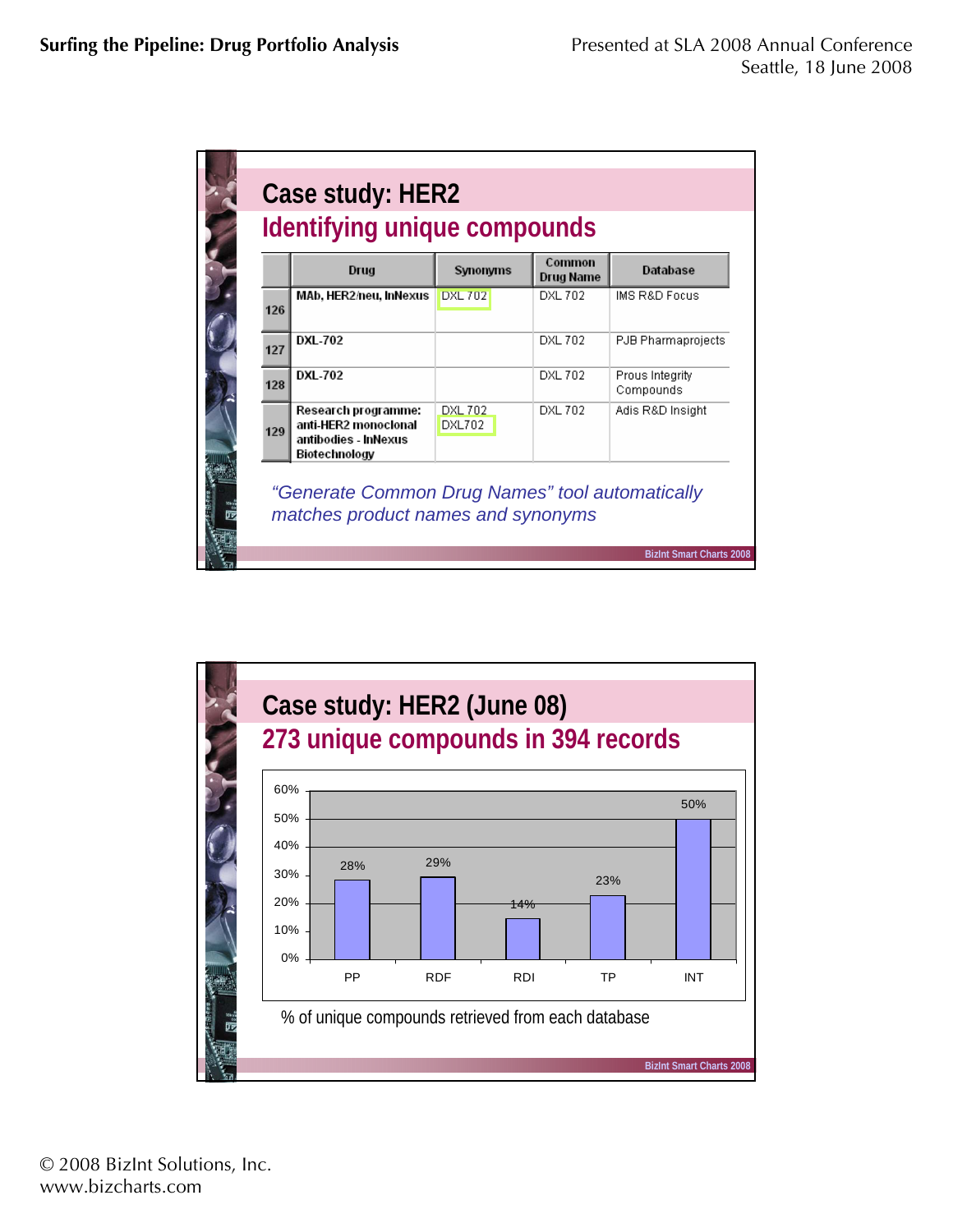## Case study: HER2

### Identifying unique compounds

| | Drug | Synonyms | Common Drug Name | Database |
|---|---|---|---|---|
| 126 | MAb, HER2/neu, InNexus | DXL 702 | DXL 702 | IMS R&D Focus |
| 127 | DXL-702 | | DXL 702 | PJB Pharmaprojects |
| 128 | DXL-702 | | DXL 702 | Prous Integrity Compounds |
| 129 | Research programme: anti-HER2 monoclonal antibodies - InNexus Biotechnology | DXL 702<br>DXL702 | DXL 702 | Adis R&D Insight |

*"Generate Common Drug Names" tool automatically matches product names and synonyms*

BizInt Smart Charts 2008

## Case study: HER2 (June 08)

### 273 unique compounds in 394 records

| Database | % |
|---|---|
| PP | 28% |
| RDF | 29% |
| RDI | 14% |
| TP | 23% |
| INT | 50% |

% of unique compounds retrieved from each database

BizInt Smart Charts 2008

© 2008 BizInt Solutions, Inc.
www.bizcharts.com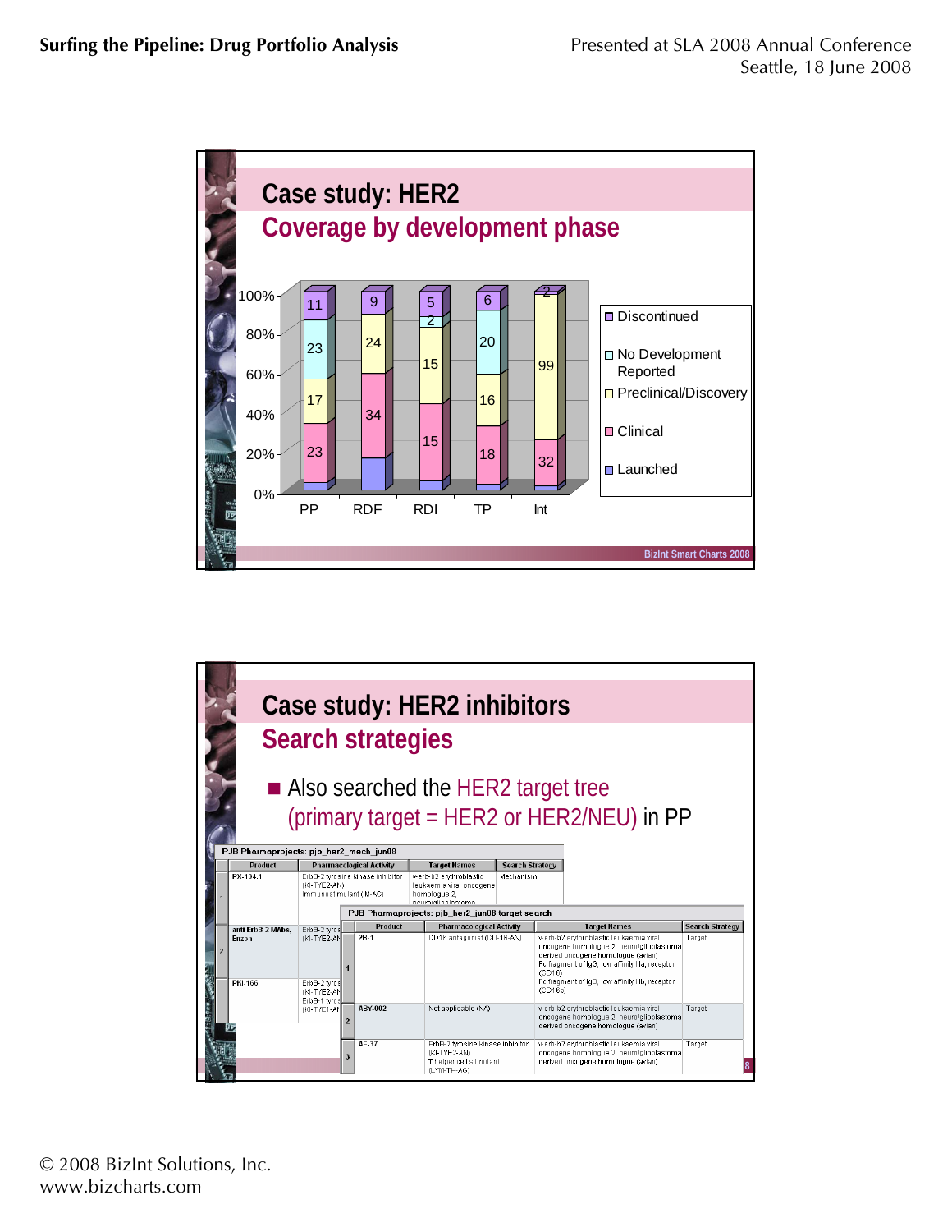## Case study: HER2

### Coverage by development phase

| | PP | RDF | RDI | TP | Int |
|---|---|---|---|---|---|
| Discontinued | 11 | 9 | 5 | 6 | 2 |
| No Development Reported | 23 | | 2 | 20 | |
| Preclinical/Discovery | 17 | 24 | 15 | 16 | 99 |
| Clinical | 23 | 34 | 15 | 18 | 32 |
| Launched | | | | | |

BizInt Smart Charts 2008

## Case study: HER2 inhibitors

### Search strategies

- Also searched the HER2 target tree (primary target = HER2 or HER2/NEU) in PP

PJB Pharmaprojects: pjb_her2_mech_jun08

| | Product | Pharmacological Activity | Target Names | Search Strategy |
|---|---|---|---|---|
| 1 | PX-104.1 | ErbB-2 tyrosine kinase inhibitor (KI-TYE2-AN) Immunostimulant (IM-AG) | v-erb-b2 erythroblastic leukaemia viral oncogene homologue 2, neuro/glioblastoma | Mechanism |
| 2 | anti-ErbB-2 MAbs, Enzon | ErbB-2 tyros (KI-TYE2-AN | | |
| | PKI-166 | ErbB-2 tyros (KI-TYE2-AN ErbB-1 tyros (KI-TYE1-AN | | |

PJB Pharmaprojects: pjb_her2_jun08 target search

| | Product | Pharmacological Activity | Target Names | Search Strategy |
|---|---|---|---|---|
| 1 | 2B-1 | CD16 antagonist (CD-16-AN) | v-erb-b2 erythroblastic leukaemia viral oncogene homologue 2, neuro/glioblastoma derived oncogene homologue (avian) Fc fragment of IgG, low affinity IIIa, receptor (CD16) Fc fragment of IgG, low affinity IIIb, receptor (CD16b) | Target |
| 2 | ABY-002 | Not applicable (NA) | v-erb-b2 erythroblastic leukaemia viral oncogene homologue 2, neuro/glioblastoma derived oncogene homologue (avian) | Target |
| 3 | AE-37 | ErbB-2 tyrosine kinase inhibitor (KI-TYE2-AN) T helper cell stimulant (LYM-TH-AG) | v-erb-b2 erythroblastic leukaemia viral oncogene homologue 2, neuro/glioblastoma derived oncogene homologue (avian) | Target |

© 2008 BizInt Solutions, Inc.
www.bizcharts.com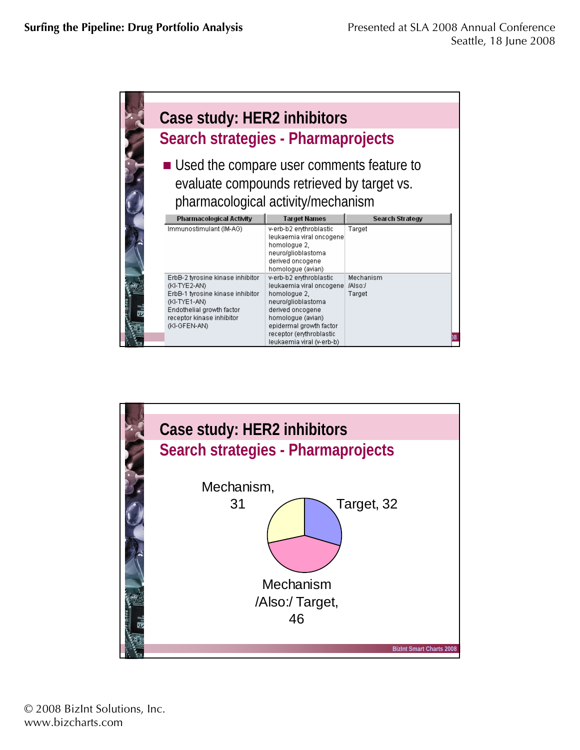## Case study: HER2 inhibitors

### Search strategies - Pharmaprojects

- Used the compare user comments feature to evaluate compounds retrieved by target vs. pharmacological activity/mechanism

| Pharmacological Activity | Target Names | Search Strategy |
|---|---|---|
| Immunostimulant (IM-AG) | v-erb-b2 erythroblastic leukaemia viral oncogene homologue 2, neuro/glioblastoma derived oncogene homologue (avian) | Target |
| ErbB-2 tyrosine kinase inhibitor (KI-TYE2-AN) ErbB-1 tyrosine kinase inhibitor (KI-TYE1-AN) Endothelial growth factor receptor kinase inhibitor (KI-GFEN-AN) | v-erb-b2 erythroblastic leukaemia viral oncogene homologue 2, neuro/glioblastoma derived oncogene homologue (avian) epidermal growth factor receptor (erythroblastic leukaemia viral (v-erb-b) | Mechanism /Also:/ Target |

## Case study: HER2 inhibitors

### Search strategies - Pharmaprojects

| Search Strategy | Count |
|---|---|
| Target | 32 |
| Mechanism /Also:/ Target | 46 |
| Mechanism | 31 |

BizInt Smart Charts 2008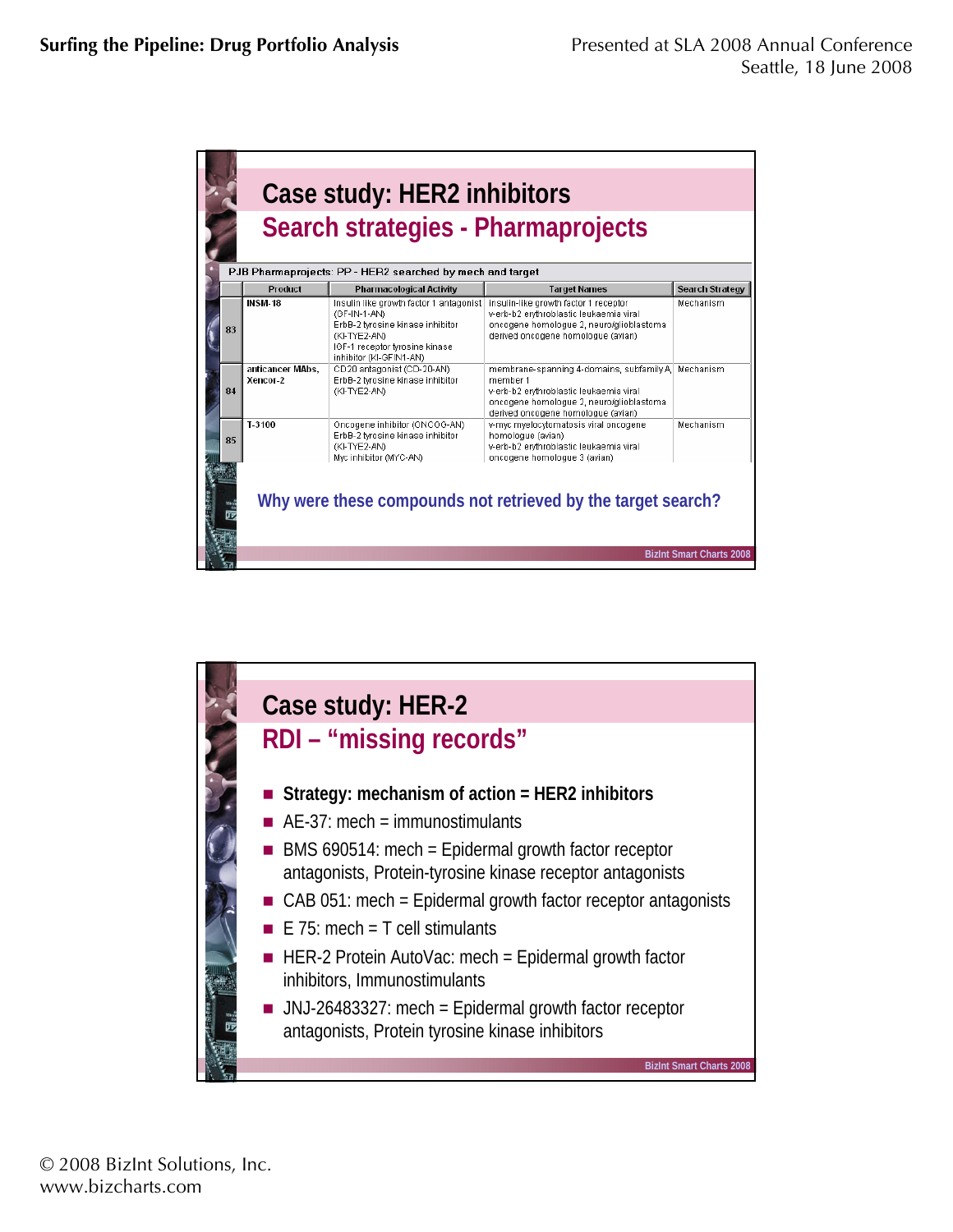# Case study: HER2 inhibitors

## Search strategies - Pharmaprojects

PJB Pharmaprojects: PP - HER2 searched by mech and target

| | Product | Pharmacological Activity | Target Names | Search Strategy |
|---|---|---|---|---|
| 83 | INSM-18 | Insulin like growth factor 1 antagonist (GF-IN-1-AN) ErbB-2 tyrosine kinase inhibitor (KI-TYE2-AN) IGF-1 receptor tyrosine kinase inhibitor (KI-GFIN1-AN) | insulin-like growth factor 1 receptor v-erb-b2 erythroblastic leukaemia viral oncogene homologue 2, neuro/glioblastoma derived oncogene homologue (avian) | Mechanism |
| 84 | anticancer MAbs, Xencor-2 | CD20 antagonist (CD-20-AN) ErbB-2 tyrosine kinase inhibitor (KI-TYE2-AN) | membrane-spanning 4-domains, subfamily A, member 1 v-erb-b2 erythroblastic leukaemia viral oncogene homologue 2, neuro/glioblastoma derived oncogene homologue (avian) | Mechanism |
| 85 | T-3100 | Oncogene inhibitor (ONCOG-AN) ErbB-2 tyrosine kinase inhibitor (KI-TYE2-AN) Myc inhibitor (MYC-AN) | v-myc myelocytomatosis viral oncogene homologue (avian) v-erb-b2 erythroblastic leukaemia viral oncogene homologue 3 (avian) | Mechanism |

**Why were these compounds not retrieved by the target search?**

BizInt Smart Charts 2008

# Case study: HER-2

## RDI – "missing records"

- **Strategy: mechanism of action = HER2 inhibitors**
- AE-37: mech = immunostimulants
- BMS 690514: mech = Epidermal growth factor receptor antagonists, Protein-tyrosine kinase receptor antagonists
- CAB 051: mech = Epidermal growth factor receptor antagonists
- E 75: mech = T cell stimulants
- HER-2 Protein AutoVac: mech = Epidermal growth factor inhibitors, Immunostimulants
- JNJ-26483327: mech = Epidermal growth factor receptor antagonists, Protein tyrosine kinase inhibitors

BizInt Smart Charts 2008

© 2008 BizInt Solutions, Inc.
www.bizcharts.com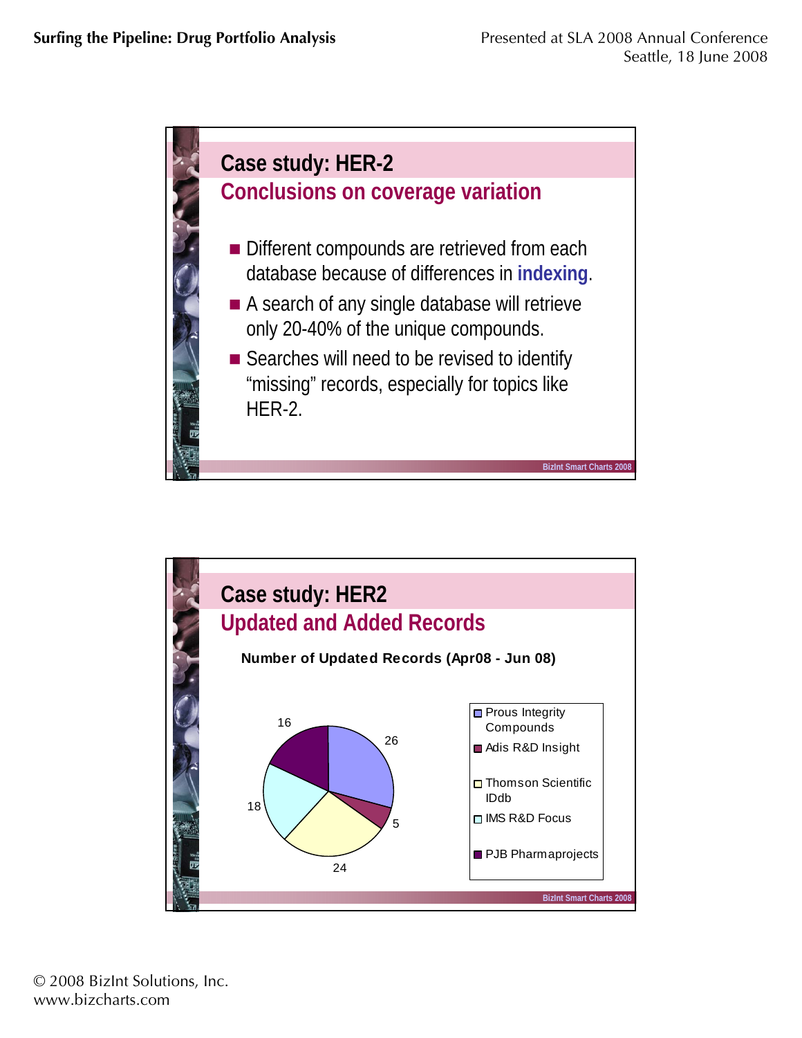## Case study: HER-2

### Conclusions on coverage variation

- Different compounds are retrieved from each database because of differences in **indexing**.
- A search of any single database will retrieve only 20-40% of the unique compounds.
- Searches will need to be revised to identify “missing” records, especially for topics like HER-2.

BizInt Smart Charts 2008

## Case study: HER2

### Updated and Added Records

**Number of Updated Records (Apr08 - Jun 08)**

| Database | Number of Updated Records |
|---|---|
| Prous Integrity Compounds | 26 |
| Adis R&D Insight | 5 |
| Thomson Scientific IDdb | 24 |
| IMS R&D Focus | 18 |
| PJB Pharmaprojects | 16 |

BizInt Smart Charts 2008

© 2008 BizInt Solutions, Inc.
www.bizcharts.com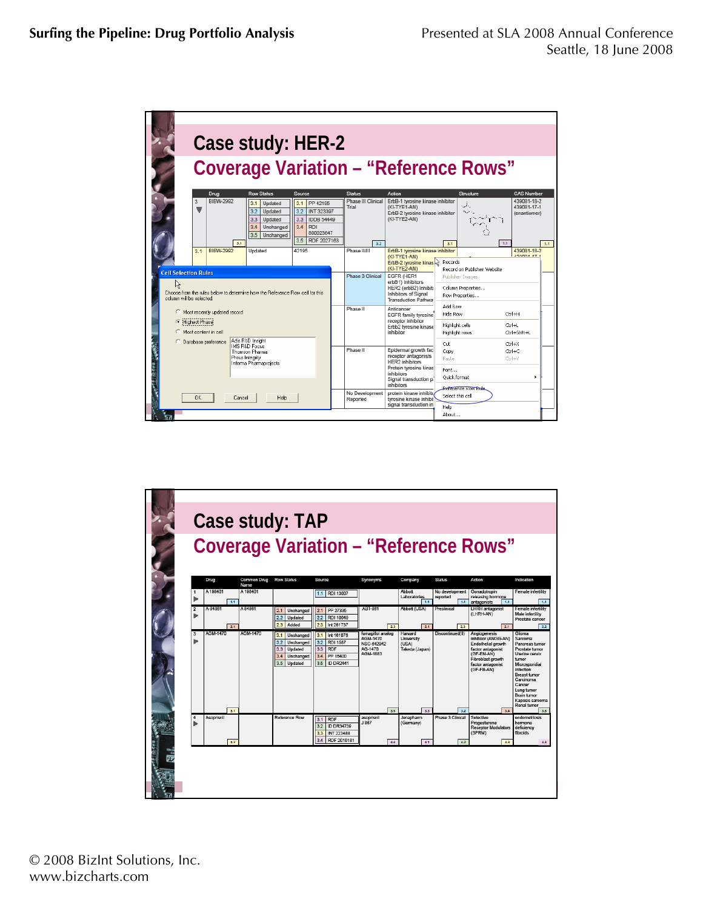## Case study: HER-2

### Coverage Variation – “Reference Rows”

| Drug | Row Status | Source | Status | Action | Structure | CAS Number |
|---|---|---|---|---|---|---|
| 3 BIBW-2992 | 3.1 Updated<br>3.2 Updated<br>3.3 Updated<br>3.4 Unchanged<br>3.5 Unchanged | 3.1 PP 42195<br>3.2 INT 323397<br>3.3 IDDB 54449<br>3.4 RDI 800023647<br>3.5 RDF 2027163 | Phase III Clinical Trial | ErbB-1 tyrosine kinase inhibitor (KI-TYE1-AN)<br>ErbB-2 tyrosine kinase inhibitor (KI-TYE2-AN) | | 439081-18-2<br>439081-17-1 (enantiomer) |
| 3.1 BIBW-2992 | Updated | 42195 | Phase II/III | ErbB-1 tyrosine kinase inhibitor (KI-TYE1-AN)<br>ErbB-2 tyrosine kinase inhibitor (KI-TYE2-AN) | | 439081-18-2 |
| | | | Phase 3 Clinical | EGFR (HER1 erbB1) inhibitors<br>HER2 (erbB2) inhibitors<br>Inhibitors of Signal Transduction Pathways | | |
| | | | Phase II | Anticancer<br>EGFR family tyrosine receptor inhibitor<br>Erbb2 tyrosine kinase inhibitor | | |
| | | | Phase II | Epidermal growth factor receptor antagonists<br>HER2 inhibitors<br>Protein tyrosine kinase inhibitors<br>Signal transduction pathway inhibitors | | |
| | | | No Development Reported | protein kinase inhibitor<br>tyrosine kinase inhibitor<br>signal transduction inhibitor | | |

**Cell Selection Rules**

Choose from the rules below to determine how the Reference Row cell for this column will be selected.

- Most recently updated record
- Highest Phase (selected)
- Most content in cell
- Database preference: Adis R&D Insight, IMS R&D Focus, Thomson Pharma, Prous Integrity, Informa Pharmaprojects

OK | Cancel | Help

Context menu: Records; Record on Publisher Website; Publisher Images; Column Properties...; Row Properties...; Add Row; Hide Row (Ctrl+H); Highlight cells (Ctrl+L); Highlight rows (Ctrl+Shift+L); Cut (Ctrl+X); Copy (Ctrl+C); Paste (Ctrl+V); Font...; Quick format; Reference Row Rule; Select this cell; Help; About...

## Case study: TAP

### Coverage Variation – “Reference Rows”

| # | Drug | Common Drug Name | Row Status | Source | Synonyms | Company | Status | Action | Indication |
|---|---|---|---|---|---|---|---|---|---|
| 1 | A 198401 | A 198401 | | 1.1 RDI 13007 | | Abbott Laboratories | No development reported | Gonadotropin releasing hormone antagonists | Female infertility |
| 2 | A-84861 | A 84861 | 2.1 Unchanged<br>2.2 Updated<br>2.3 Added | 2.1 PP 27395<br>2.2 RDI 10049<br>2.3 Int 201737 | ABT-861 | Abbott (USA) | Preclinical | LHRH antagonist (LHRH-AN) | Female infertility<br>Male infertility<br>Prostate cancer |
| 3 | AGM-1470 | AGM-1470 | 3.1 Unchanged<br>3.2 Unchanged<br>3.3 Updated<br>3.4 Unchanged<br>3.5 Updated | 3.1 Int 161078<br>3.2 RDI 1587<br>3.3 RDF<br>3.4 PP 15400<br>3.5 ID DR2441 | fumagillol analog<br>AGM-1470<br>NSC-642492<br>AG-1470<br>AGM-1883 | Harvard University (USA)<br>Takeda (Japan) | Discontinued(II) | Angiogenesis inhibitor (ANGG-AN)<br>Endothelial growth factor antagonist (GF-EN-AN)<br>Fibroblast growth factor antagonist (GF-FB-AN) | Glioma<br>Sarcoma<br>Pancreas tumor<br>Prostate tumor<br>Uterine cervix tumor<br>Microsporidial infection<br>Breast tumor<br>Carcinoma<br>Cancer<br>Lung tumor<br>Brain tumor<br>Kaposis sarcoma<br>Renal tumor |
| 4 | Asoprisnil | | Reference Row | 3.1 RDF<br>3.2 ID DR34739<br>3.3 INT 223488<br>3.4 RDF 2010181 | asoprisnil<br>J 867 | Jenapharm (Germany) | Phase 3 Clinical | Selective Progesterone Receptor Modulators (SPRM) | endometriosis<br>hormone deficiency<br>fibroids |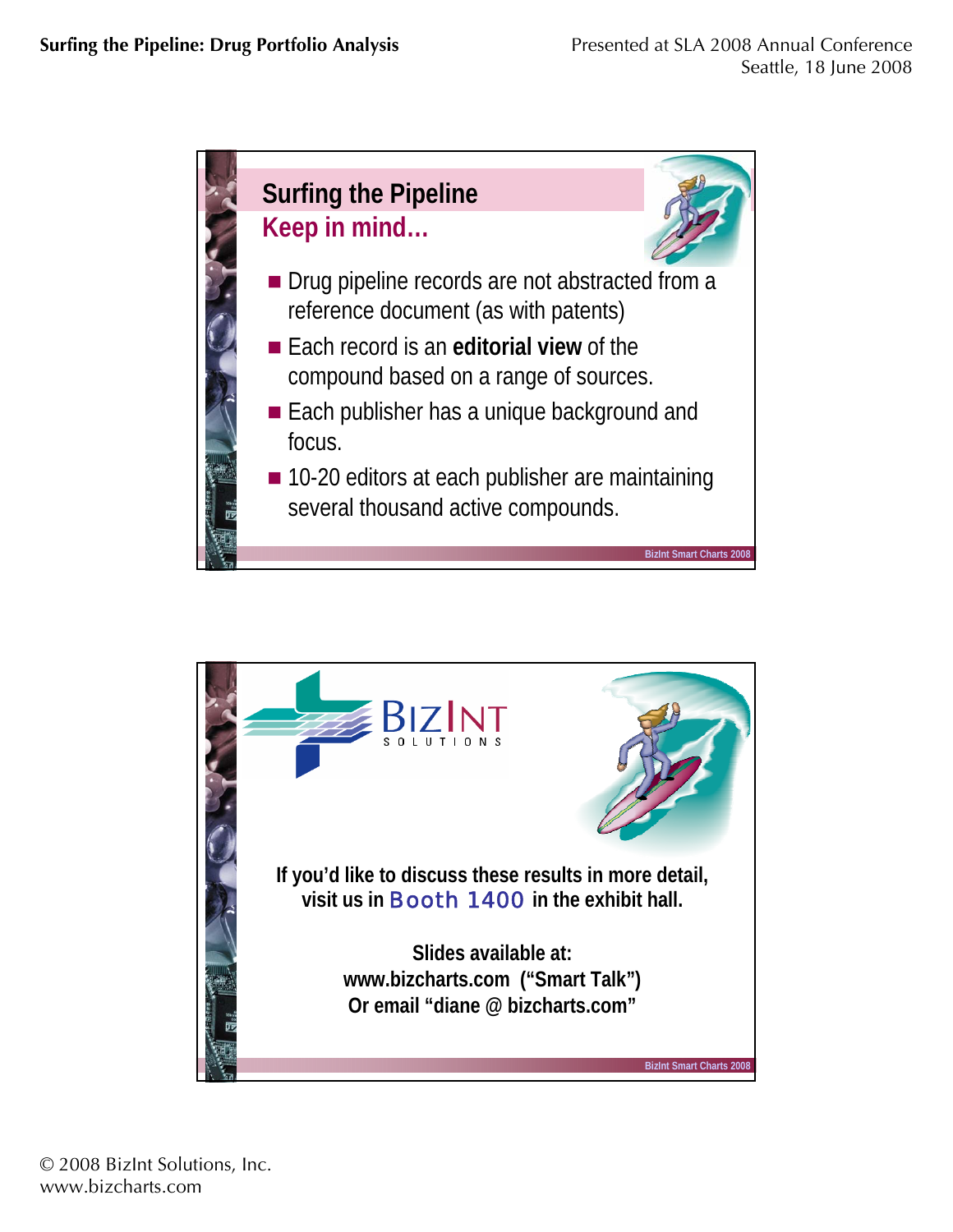## Surfing the Pipeline

### Keep in mind…

- Drug pipeline records are not abstracted from a reference document (as with patents)
- Each record is an **editorial view** of the compound based on a range of sources.
- Each publisher has a unique background and focus.
- 10-20 editors at each publisher are maintaining several thousand active compounds.

BizInt Smart Charts 2008

BIZINT SOLUTIONS

**If you'd like to discuss these results in more detail, visit us in Booth 1400 in the exhibit hall.**

**Slides available at:**
**www.bizcharts.com ("Smart Talk")**
**Or email "diane @ bizcharts.com"**

BizInt Smart Charts 2008

© 2008 BizInt Solutions, Inc.
www.bizcharts.com